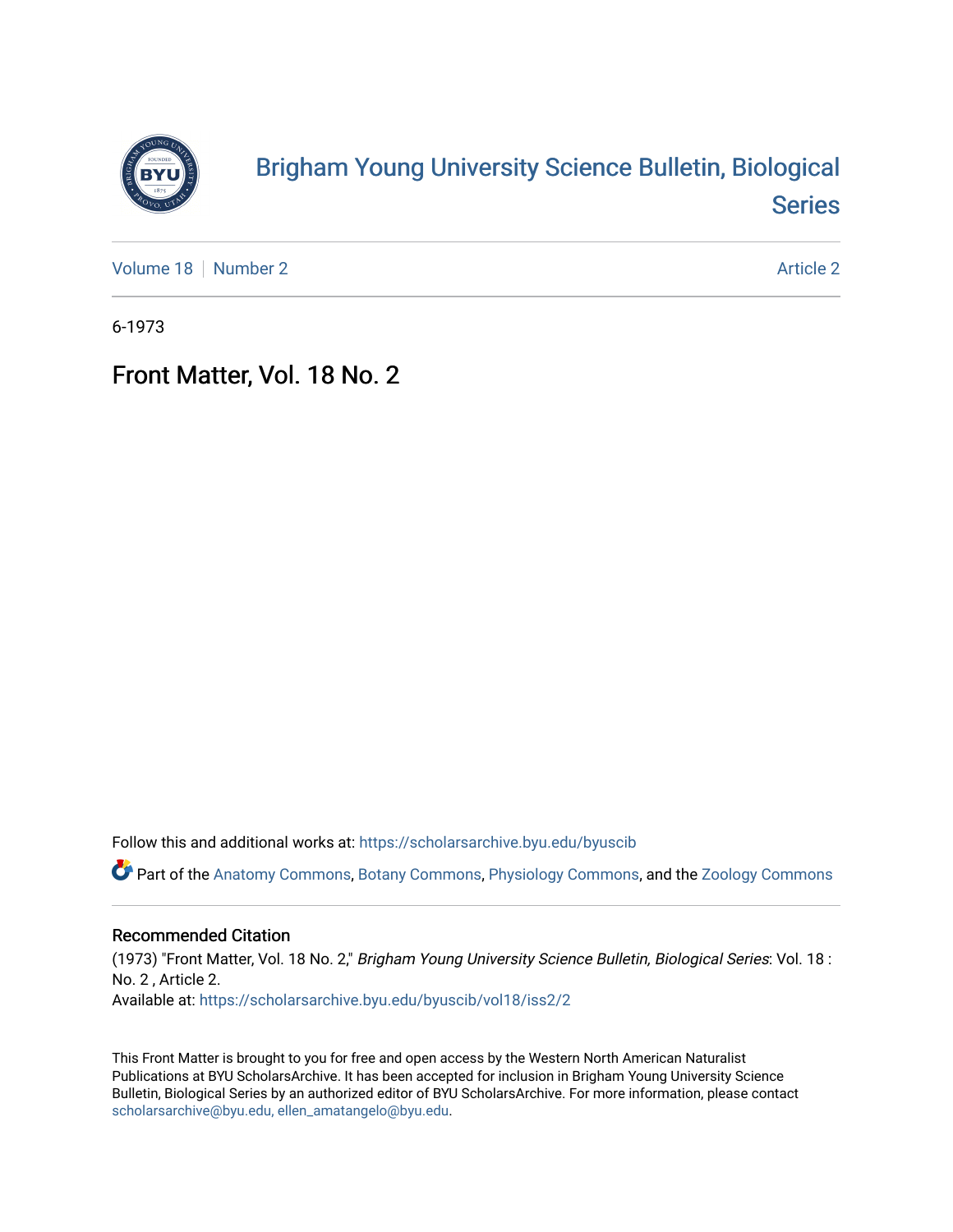# Brigham Young University Science Bulletin, Biological Series

Volume 18 | Number 2 | Article 2

6-1973

## Front Matter, Vol. 18 No. 2

Follow this and additional works at: https://scholarsarchive.byu.edu/byuscib

Part of the Anatomy Commons, Botany Commons, Physiology Commons, and the Zoology Commons

### Recommended Citation

(1973) "Front Matter, Vol. 18 No. 2," *Brigham Young University Science Bulletin, Biological Series*: Vol. 18 : No. 2 , Article 2.
Available at: https://scholarsarchive.byu.edu/byuscib/vol18/iss2/2

This Front Matter is brought to you for free and open access by the Western North American Naturalist Publications at BYU ScholarsArchive. It has been accepted for inclusion in Brigham Young University Science Bulletin, Biological Series by an authorized editor of BYU ScholarsArchive. For more information, please contact scholarsarchive@byu.edu, ellen_amatangelo@byu.edu.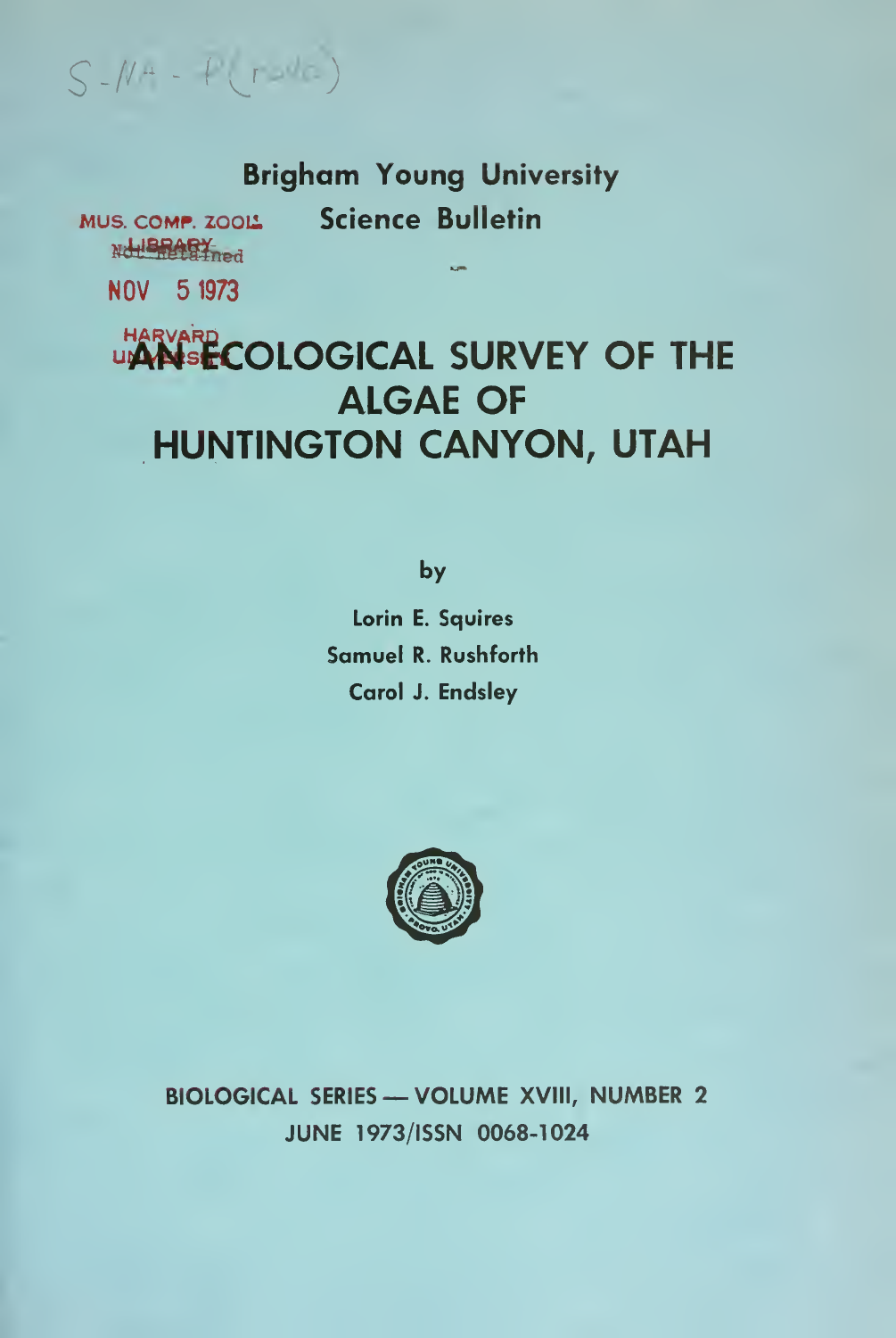S-NA-P(rovo)

**Brigham Young University**

MUS. COMP. ZOOL. LIBRARY Not Retained

NOV 5 1973

HARVARD UNIVERSITY

**Science Bulletin**

# AN ECOLOGICAL SURVEY OF THE ALGAE OF HUNTINGTON CANYON, UTAH

by

Lorin E. Squires
Samuel R. Rushforth
Carol J. Endsley

BIOLOGICAL SERIES — VOLUME XVIII, NUMBER 2
JUNE 1973/ISSN 0068-1024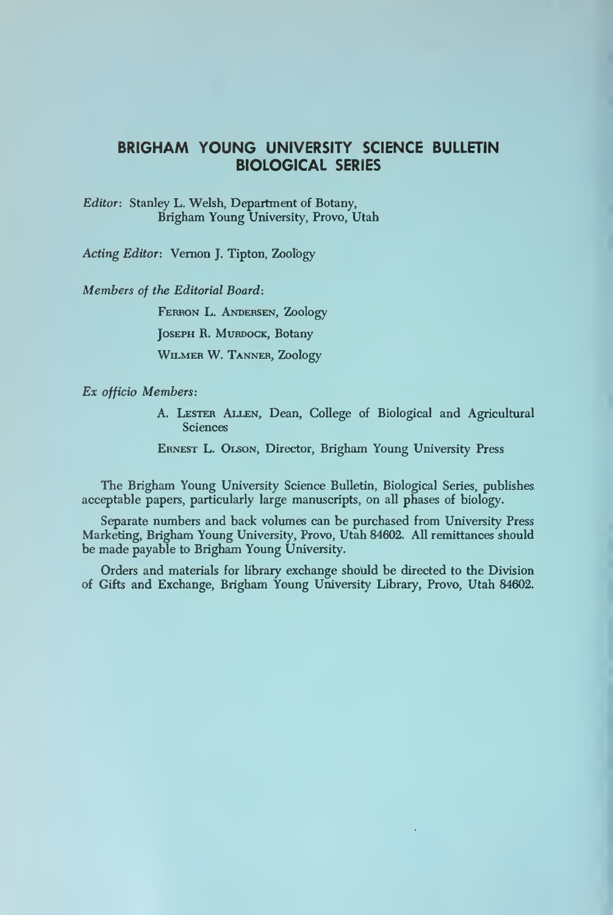## BRIGHAM YOUNG UNIVERSITY SCIENCE BULLETIN
## BIOLOGICAL SERIES

*Editor*: Stanley L. Welsh, Department of Botany,
Brigham Young University, Provo, Utah

*Acting Editor*: Vernon J. Tipton, Zoology

*Members of the Editorial Board*:

Ferron L. Andersen, Zoology

Joseph R. Murdock, Botany

Wilmer W. Tanner, Zoology

*Ex officio Members*:

A. Lester Allen, Dean, College of Biological and Agricultural Sciences

Ernest L. Olson, Director, Brigham Young University Press

The Brigham Young University Science Bulletin, Biological Series, publishes acceptable papers, particularly large manuscripts, on all phases of biology.

Separate numbers and back volumes can be purchased from University Press Marketing, Brigham Young University, Provo, Utah 84602. All remittances should be made payable to Brigham Young University.

Orders and materials for library exchange should be directed to the Division of Gifts and Exchange, Brigham Young University Library, Provo, Utah 84602.